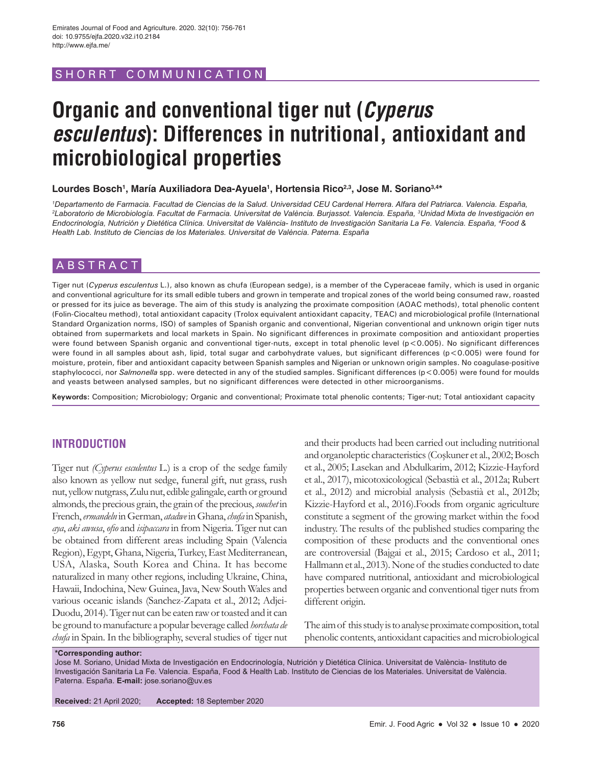SHORRT COMMUNICATION

# Organic and conventional tiger nut (*Cyperus esculentus*): Differences in nutritional, antioxidant and microbiological properties

**Lourdes Bosch[1], María Auxiliadora Dea-Ayuela[1], Hortensia Rico[2,3], Jose M. Soriano[3,4]***

*[1]Departamento de Farmacia. Facultad de Ciencias de la Salud. Universidad CEU Cardenal Herrera. Alfara del Patriarca. Valencia. España, [2]Laboratorio de Microbiología. Facultat de Farmacia. Universitat de València. Burjassot. Valencia. España, [3]Unidad Mixta de Investigación en Endocrinología, Nutrición y Dietética Clínica. Universitat de València- Instituto de Investigación Sanitaria La Fe. Valencia. España, [4]Food & Health Lab. Instituto de Ciencias de los Materiales. Universitat de València. Paterna. España*

## ABSTRACT

Tiger nut (*Cyperus esculentus* L.), also known as chufa (European sedge), is a member of the Cyperaceae family, which is used in organic and conventional agriculture for its small edible tubers and grown in temperate and tropical zones of the world being consumed raw, roasted or pressed for its juice as beverage. The aim of this study is analyzing the proximate composition (AOAC methods), total phenolic content (Folin-Ciocalteu method), total antioxidant capacity (Trolox equivalent antioxidant capacity, TEAC) and microbiological profile (International Standard Organization norms, ISO) of samples of Spanish organic and conventional, Nigerian conventional and unknown origin tiger nuts obtained from supermarkets and local markets in Spain. No significant differences in proximate composition and antioxidant properties were found between Spanish organic and conventional tiger-nuts, except in total phenolic level ($p<0.005$). No significant differences were found in all samples about ash, lipid, total sugar and carbohydrate values, but significant differences ($p<0.005$) were found for moisture, protein, fiber and antioxidant capacity between Spanish samples and Nigerian or unknown origin samples. No coagulase-positive staphylococci, nor *Salmonella* spp. were detected in any of the studied samples. Significant differences ($p<0.005$) were found for moulds and yeasts between analysed samples, but no significant differences were detected in other microorganisms.

**Keywords:** Composition; Microbiology; Organic and conventional; Proximate total phenolic contents; Tiger-nut; Total antioxidant capacity

## INTRODUCTION

Tiger nut *(Cyperus esculentus* L.) is a crop of the sedge family also known as yellow nut sedge, funeral gift, nut grass, rush nut, yellow nutgrass, Zulu nut, edible galingale, earth or ground almonds, the precious grain, the grain of the precious, *souchet* in French, *ermandeln* in German, *atadwe* in Ghana, *chufa* in Spanish, *aya*, *aki awusa*, *ofio* and *isipaccara* in from Nigeria. Tiger nut can be obtained from different areas including Spain (Valencia Region), Egypt, Ghana, Nigeria, Turkey, East Mediterranean, USA, Alaska, South Korea and China. It has become naturalized in many other regions, including Ukraine, China, Hawaii, Indochina, New Guinea, Java, New South Wales and various oceanic islands (Sanchez-Zapata et al., 2012; Adjei-Duodu, 2014). Tiger nut can be eaten raw or toasted and it can be ground to manufacture a popular beverage called *horchata de chufa* in Spain. In the bibliography, several studies of tiger nut and their products had been carried out including nutritional and organoleptic characteristics (Coşkuner et al., 2002; Bosch et al., 2005; Lasekan and Abdulkarim, 2012; Kizzie-Hayford et al., 2017), micotoxicological (Sebastià et al., 2012a; Rubert et al., 2012) and microbial analysis (Sebastià et al., 2012b; Kizzie-Hayford et al., 2016).Foods from organic agriculture constitute a segment of the growing market within the food industry. The results of the published studies comparing the composition of these products and the conventional ones are controversial (Bajgai et al., 2015; Cardoso et al., 2011; Hallmann et al., 2013). None of the studies conducted to date have compared nutritional, antioxidant and microbiological properties between organic and conventional tiger nuts from different origin.

The aim of this study is to analyse proximate composition, total phenolic contents, antioxidant capacities and microbiological

**\*Corresponding author:**
Jose M. Soriano, Unidad Mixta de Investigación en Endocrinología, Nutrición y Dietética Clínica. Universitat de València- Instituto de Investigación Sanitaria La Fe. Valencia. España, Food & Health Lab. Instituto de Ciencias de los Materiales. Universitat de València. Paterna. España. **E-mail:** jose.soriano@uv.es

**Received:** 21 April 2020; **Accepted:** 18 September 2020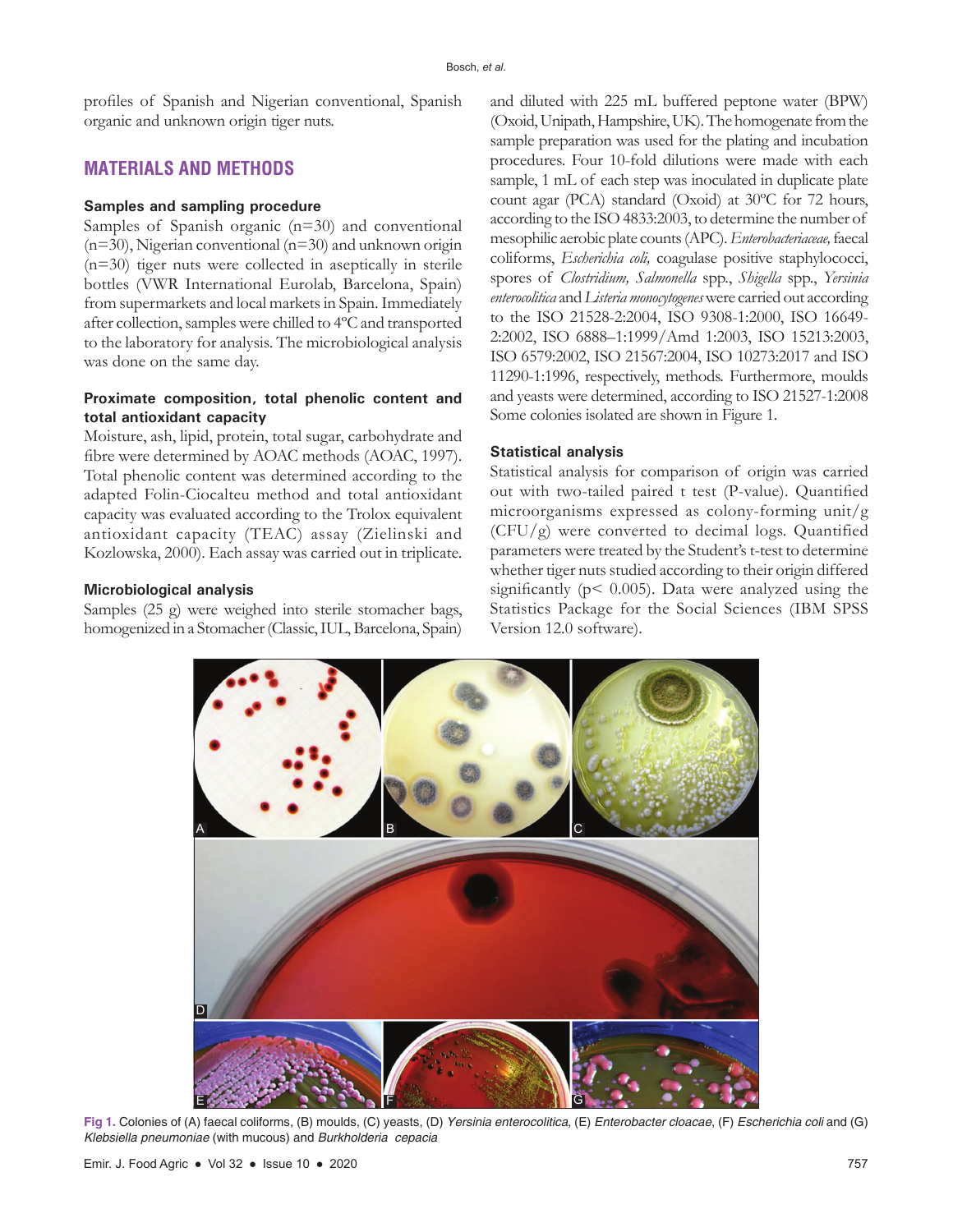profiles of Spanish and Nigerian conventional, Spanish organic and unknown origin tiger nuts.

## MATERIALS AND METHODS

### Samples and sampling procedure

Samples of Spanish organic (n=30) and conventional (n=30), Nigerian conventional (n=30) and unknown origin (n=30) tiger nuts were collected in aseptically in sterile bottles (VWR International Eurolab, Barcelona, Spain) from supermarkets and local markets in Spain. Immediately after collection, samples were chilled to 4ºC and transported to the laboratory for analysis. The microbiological analysis was done on the same day.

### Proximate composition, total phenolic content and total antioxidant capacity

Moisture, ash, lipid, protein, total sugar, carbohydrate and fibre were determined by AOAC methods (AOAC, 1997). Total phenolic content was determined according to the adapted Folin-Ciocalteu method and total antioxidant capacity was evaluated according to the Trolox equivalent antioxidant capacity (TEAC) assay (Zielinski and Kozlowska, 2000). Each assay was carried out in triplicate.

### Microbiological analysis

Samples (25 g) were weighed into sterile stomacher bags, homogenized in a Stomacher (Classic, IUL, Barcelona, Spain) and diluted with 225 mL buffered peptone water (BPW) (Oxoid, Unipath, Hampshire, UK). The homogenate from the sample preparation was used for the plating and incubation procedures. Four 10-fold dilutions were made with each sample, 1 mL of each step was inoculated in duplicate plate count agar (PCA) standard (Oxoid) at 30ºC for 72 hours, according to the ISO 4833:2003, to determine the number of mesophilic aerobic plate counts (APC). *Enterobacteriaceae,* faecal coliforms, *Escherichia coli,* coagulase positive staphylococci, spores of *Clostridium, Salmonella* spp., *Shigella* spp., *Yersinia enterocolitica* and *Listeria monocytogenes* were carried out according to the ISO 21528-2:2004, ISO 9308-1:2000, ISO 16649-2:2002, ISO 6888–1:1999/Amd 1:2003, ISO 15213:2003, ISO 6579:2002, ISO 21567:2004, ISO 10273:2017 and ISO 11290-1:1996, respectively, methods. Furthermore, moulds and yeasts were determined, according to ISO 21527-1:2008 Some colonies isolated are shown in Figure 1.

### Statistical analysis

Statistical analysis for comparison of origin was carried out with two-tailed paired t test (P-value). Quantified microorganisms expressed as colony-forming unit/g (CFU/g) were converted to decimal logs. Quantified parameters were treated by the Student's t-test to determine whether tiger nuts studied according to their origin differed significantly ($p < 0.005$). Data were analyzed using the Statistics Package for the Social Sciences (IBM SPSS Version 12.0 software).

**Fig 1.** Colonies of (A) faecal coliforms, (B) moulds, (C) yeasts, (D) *Yersinia enterocolitica*, (E) *Enterobacter cloacae*, (F) *Escherichia coli* and (G) *Klebsiella pneumoniae* (with mucous) and *Burkholderia cepacia*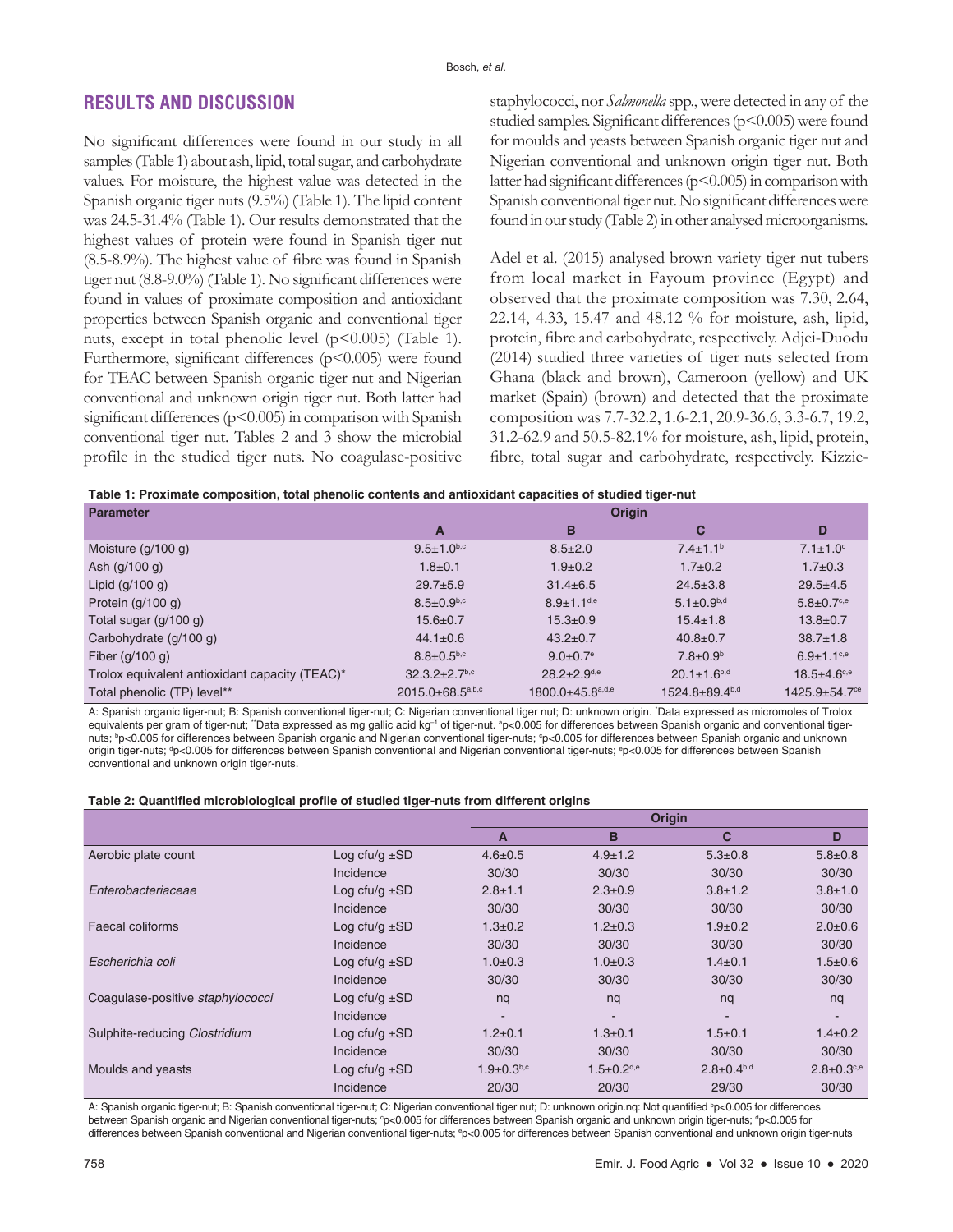## RESULTS AND DISCUSSION

No significant differences were found in our study in all samples (Table 1) about ash, lipid, total sugar, and carbohydrate values. For moisture, the highest value was detected in the Spanish organic tiger nuts (9.5%) (Table 1). The lipid content was 24.5-31.4% (Table 1). Our results demonstrated that the highest values of protein were found in Spanish tiger nut (8.5-8.9%). The highest value of fibre was found in Spanish tiger nut (8.8-9.0%) (Table 1). No significant differences were found in values of proximate composition and antioxidant properties between Spanish organic and conventional tiger nuts, except in total phenolic level ($p<0.005$) (Table 1). Furthermore, significant differences ($p<0.005$) were found for TEAC between Spanish organic tiger nut and Nigerian conventional and unknown origin tiger nut. Both latter had significant differences ($p<0.005$) in comparison with Spanish conventional tiger nut. Tables 2 and 3 show the microbial profile in the studied tiger nuts. No coagulase-positive staphylococci, nor *Salmonella* spp., were detected in any of the studied samples. Significant differences ($p<0.005$) were found for moulds and yeasts between Spanish organic tiger nut and Nigerian conventional and unknown origin tiger nut. Both latter had significant differences ($p<0.005$) in comparison with Spanish conventional tiger nut. No significant differences were found in our study (Table 2) in other analysed microorganisms.

Adel et al. (2015) analysed brown variety tiger nut tubers from local market in Fayoum province (Egypt) and observed that the proximate composition was 7.30, 2.64, 22.14, 4.33, 15.47 and 48.12 % for moisture, ash, lipid, protein, fibre and carbohydrate, respectively. Adjei-Duodu (2014) studied three varieties of tiger nuts selected from Ghana (black and brown), Cameroon (yellow) and UK market (Spain) (brown) and detected that the proximate composition was 7.7-32.2, 1.6-2.1, 20.9-36.6, 3.3-6.7, 19.2, 31.2-62.9 and 50.5-82.1% for moisture, ash, lipid, protein, fibre, total sugar and carbohydrate, respectively. Kizzie-

**Table 1: Proximate composition, total phenolic contents and antioxidant capacities of studied tiger-nut**

| Parameter | Origin | | | |
|---|---|---|---|---|
| | A | B | C | D |
| Moisture (g/100 g) | 9.5±1.0[b,c] | 8.5±2.0 | 7.4±1.1[b] | 7.1±1.0[c] |
| Ash (g/100 g) | 1.8±0.1 | 1.9±0.2 | 1.7±0.2 | 1.7±0.3 |
| Lipid (g/100 g) | 29.7±5.9 | 31.4±6.5 | 24.5±3.8 | 29.5±4.5 |
| Protein (g/100 g) | 8.5±0.9[b,c] | 8.9±1.1[d,e] | 5.1±0.9[b,d] | 5.8±0.7[c,e] |
| Total sugar (g/100 g) | 15.6±0.7 | 15.3±0.9 | 15.4±1.8 | 13.8±0.7 |
| Carbohydrate (g/100 g) | 44.1±0.6 | 43.2±0.7 | 40.8±0.7 | 38.7±1.8 |
| Fiber (g/100 g) | 8.8±0.5[b,c] | 9.0±0.7[e] | 7.8±0.9[b] | 6.9±1.1[c,e] |
| Trolox equivalent antioxidant capacity (TEAC)* | 32.3.2±2.7[b,c] | 28.2±2.9[d,e] | 20.1±1.6[b,d] | 18.5±4.6[c,e] |
| Total phenolic (TP) level** | 2015.0±68.5[a,b,c] | 1800.0±45.8[a,d,e] | 1524.8±89.4[b,d] | 1425.9±54.7[ce] |

A: Spanish organic tiger-nut; B: Spanish conventional tiger-nut; C: Nigerian conventional tiger nut; D: unknown origin. *Data expressed as micromoles of Trolox equivalents per gram of tiger-nut; **Data expressed as mg gallic acid $kg^{-1}$ of tiger-nut. [a]p<0.005 for differences between Spanish organic and conventional tiger-nuts; [b]p<0.005 for differences between Spanish organic and Nigerian conventional tiger-nuts; [c]p<0.005 for differences between Spanish organic and unknown origin tiger-nuts; [d]p<0.005 for differences between Spanish conventional and Nigerian conventional tiger-nuts; [e]p<0.005 for differences between Spanish conventional and unknown origin tiger-nuts.

**Table 2: Quantified microbiological profile of studied tiger-nuts from different origins**

| | | Origin | | | |
|---|---|---|---|---|---|
| | | A | B | C | D |
| Aerobic plate count | Log cfu/g ±SD | 4.6±0.5 | 4.9±1.2 | 5.3±0.8 | 5.8±0.8 |
| | Incidence | 30/30 | 30/30 | 30/30 | 30/30 |
| *Enterobacteriaceae* | Log cfu/g ±SD | 2.8±1.1 | 2.3±0.9 | 3.8±1.2 | 3.8±1.0 |
| | Incidence | 30/30 | 30/30 | 30/30 | 30/30 |
| Faecal coliforms | Log cfu/g ±SD | 1.3±0.2 | 1.2±0.3 | 1.9±0.2 | 2.0±0.6 |
| | Incidence | 30/30 | 30/30 | 30/30 | 30/30 |
| *Escherichia coli* | Log cfu/g ±SD | 1.0±0.3 | 1.0±0.3 | 1.4±0.1 | 1.5±0.6 |
| | Incidence | 30/30 | 30/30 | 30/30 | 30/30 |
| Coagulase-positive *staphylococci* | Log cfu/g ±SD | nq | nq | nq | nq |
| | Incidence | - | - | - | - |
| Sulphite-reducing *Clostridium* | Log cfu/g ±SD | 1.2±0.1 | 1.3±0.1 | 1.5±0.1 | 1.4±0.2 |
| | Incidence | 30/30 | 30/30 | 30/30 | 30/30 |
| Moulds and yeasts | Log cfu/g ±SD | 1.9±0.3[b,c] | 1.5±0.2[d,e] | 2.8±0.4[b,d] | 2.8±0.3[c,e] |
| | Incidence | 20/30 | 20/30 | 29/30 | 30/30 |

A: Spanish organic tiger-nut; B: Spanish conventional tiger-nut; C: Nigerian conventional tiger nut; D: unknown origin.nq: Not quantified [b]p<0.005 for differences between Spanish organic and Nigerian conventional tiger-nuts; [c]p<0.005 for differences between Spanish organic and unknown origin tiger-nuts; [d]p<0.005 for differences between Spanish conventional and Nigerian conventional tiger-nuts; [e]p<0.005 for differences between Spanish conventional and unknown origin tiger-nuts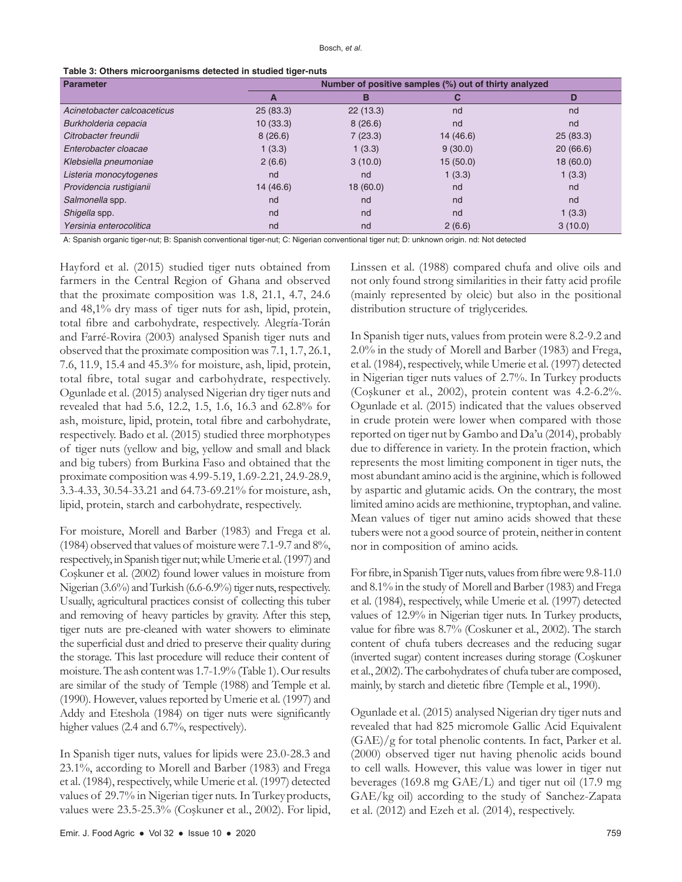**Table 3: Others microorganisms detected in studied tiger-nuts**

| Parameter | Number of positive samples (%) out of thirty analyzed | | | |
|---|---|---|---|---|
| | A | B | C | D |
| *Acinetobacter calcoaceticus* | 25 (83.3) | 22 (13.3) | nd | nd |
| *Burkholderia cepacia* | 10 (33.3) | 8 (26.6) | nd | nd |
| *Citrobacter freundii* | 8 (26.6) | 7 (23.3) | 14 (46.6) | 25 (83.3) |
| *Enterobacter cloacae* | 1 (3.3) | 1 (3.3) | 9 (30.0) | 20 (66.6) |
| *Klebsiella pneumoniae* | 2 (6.6) | 3 (10.0) | 15 (50.0) | 18 (60.0) |
| *Listeria monocytogenes* | nd | nd | 1 (3.3) | 1 (3.3) |
| *Providencia rustigianii* | 14 (46.6) | 18 (60.0) | nd | nd |
| *Salmonella* spp. | nd | nd | nd | nd |
| *Shigella* spp. | nd | nd | nd | 1 (3.3) |
| *Yersinia enterocolitica* | nd | nd | 2 (6.6) | 3 (10.0) |

A: Spanish organic tiger-nut; B: Spanish conventional tiger-nut; C: Nigerian conventional tiger nut; D: unknown origin. nd: Not detected

Hayford et al. (2015) studied tiger nuts obtained from farmers in the Central Region of Ghana and observed that the proximate composition was 1.8, 21.1, 4.7, 24.6 and 48,1% dry mass of tiger nuts for ash, lipid, protein, total fibre and carbohydrate, respectively. Alegría-Torán and Farré-Rovira (2003) analysed Spanish tiger nuts and observed that the proximate composition was 7.1, 1.7, 26.1, 7.6, 11.9, 15.4 and 45.3% for moisture, ash, lipid, protein, total fibre, total sugar and carbohydrate, respectively. Ogunlade et al. (2015) analysed Nigerian dry tiger nuts and revealed that had 5.6, 12.2, 1.5, 1.6, 16.3 and 62.8% for ash, moisture, lipid, protein, total fibre and carbohydrate, respectively. Bado et al. (2015) studied three morphotypes of tiger nuts (yellow and big, yellow and small and black and big tubers) from Burkina Faso and obtained that the proximate composition was 4.99-5.19, 1.69-2.21, 24.9-28.9, 3.3-4.33, 30.54-33.21 and 64.73-69.21% for moisture, ash, lipid, protein, starch and carbohydrate, respectively.

For moisture, Morell and Barber (1983) and Frega et al. (1984) observed that values of moisture were 7.1-9.7 and 8%, respectively, in Spanish tiger nut; while Umerie et al. (1997) and Coşkuner et al. (2002) found lower values in moisture from Nigerian (3.6%) and Turkish (6.6-6.9%) tiger nuts, respectively. Usually, agricultural practices consist of collecting this tuber and removing of heavy particles by gravity. After this step, tiger nuts are pre-cleaned with water showers to eliminate the superficial dust and dried to preserve their quality during the storage. This last procedure will reduce their content of moisture. The ash content was 1.7-1.9% (Table 1). Our results are similar of the study of Temple (1988) and Temple et al. (1990). However, values reported by Umerie et al. (1997) and Addy and Eteshola (1984) on tiger nuts were significantly higher values (2.4 and 6.7%, respectively).

In Spanish tiger nuts, values for lipids were 23.0-28.3 and 23.1%, according to Morell and Barber (1983) and Frega et al. (1984), respectively, while Umerie et al. (1997) detected values of 29.7% in Nigerian tiger nuts. In Turkey products, values were 23.5-25.3% (Coşkuner et al., 2002). For lipid, Linssen et al. (1988) compared chufa and olive oils and not only found strong similarities in their fatty acid profile (mainly represented by oleic) but also in the positional distribution structure of triglycerides.

In Spanish tiger nuts, values from protein were 8.2-9.2 and 2.0% in the study of Morell and Barber (1983) and Frega, et al. (1984), respectively, while Umerie et al. (1997) detected in Nigerian tiger nuts values of 2.7%. In Turkey products (Coşkuner et al., 2002), protein content was 4.2-6.2%. Ogunlade et al. (2015) indicated that the values observed in crude protein were lower when compared with those reported on tiger nut by Gambo and Da'u (2014), probably due to difference in variety. In the protein fraction, which represents the most limiting component in tiger nuts, the most abundant amino acid is the arginine, which is followed by aspartic and glutamic acids. On the contrary, the most limited amino acids are methionine, tryptophan, and valine. Mean values of tiger nut amino acids showed that these tubers were not a good source of protein, neither in content nor in composition of amino acids.

For fibre, in Spanish Tiger nuts, values from fibre were 9.8-11.0 and 8.1% in the study of Morell and Barber (1983) and Frega et al. (1984), respectively, while Umerie et al. (1997) detected values of 12.9% in Nigerian tiger nuts. In Turkey products, value for fibre was 8.7% (Coskuner et al., 2002). The starch content of chufa tubers decreases and the reducing sugar (inverted sugar) content increases during storage (Coşkuner et al., 2002). The carbohydrates of chufa tuber are composed, mainly, by starch and dietetic fibre (Temple et al., 1990).

Ogunlade et al. (2015) analysed Nigerian dry tiger nuts and revealed that had 825 micromole Gallic Acid Equivalent (GAE)/g for total phenolic contents. In fact, Parker et al. (2000) observed tiger nut having phenolic acids bound to cell walls. However, this value was lower in tiger nut beverages (169.8 mg GAE/L) and tiger nut oil (17.9 mg GAE/kg oil) according to the study of Sanchez-Zapata et al. (2012) and Ezeh et al. (2014), respectively.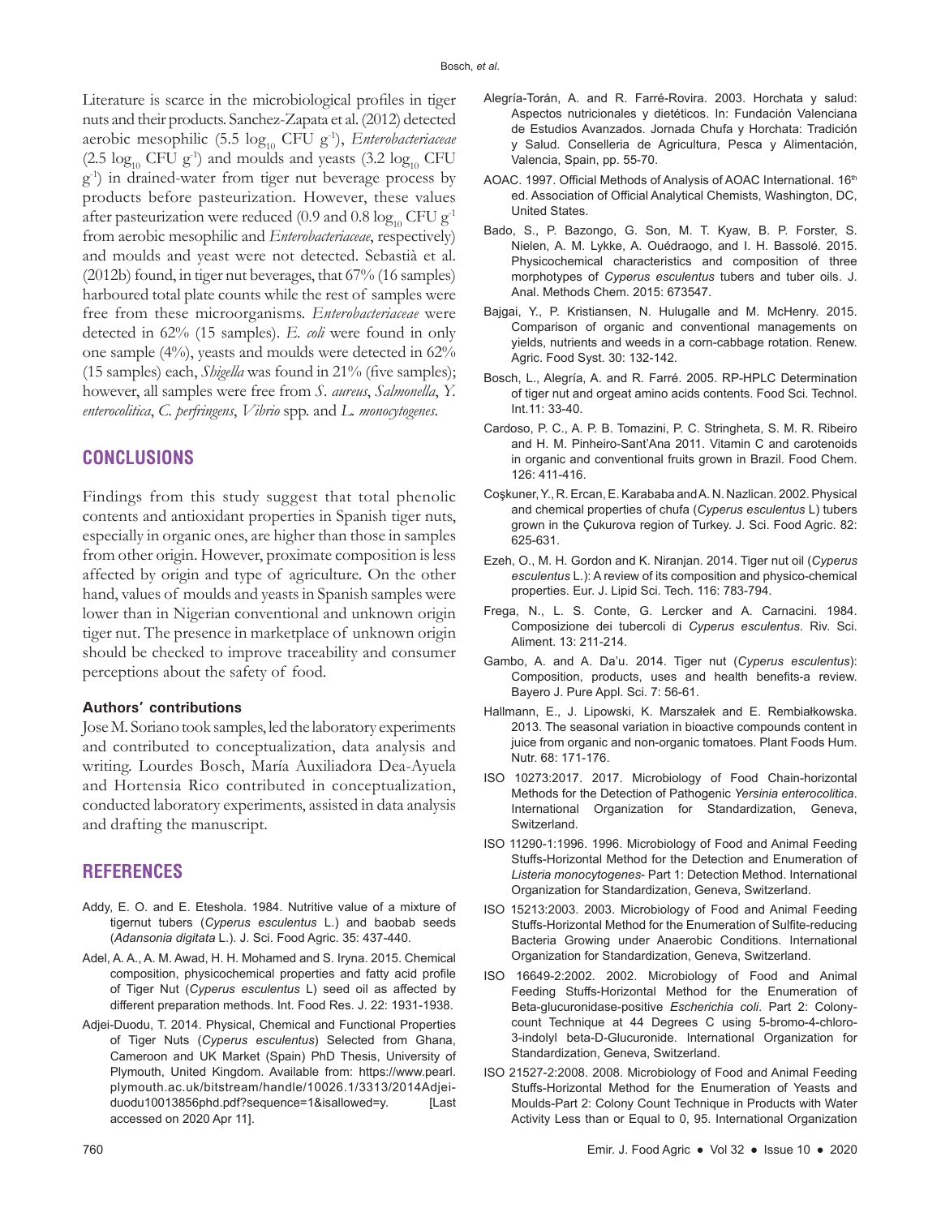Literature is scarce in the microbiological profiles in tiger nuts and their products. Sanchez-Zapata et al. (2012) detected aerobic mesophilic (5.5 $\log_{10}$ CFU $g^{-1}$), *Enterobacteriaceae* (2.5 $\log_{10}$ CFU $g^{-1}$) and moulds and yeasts (3.2 $\log_{10}$ CFU $g^{-1}$) in drained-water from tiger nut beverage process by products before pasteurization. However, these values after pasteurization were reduced (0.9 and 0.8 $\log_{10}$ CFU $g^{-1}$ from aerobic mesophilic and *Enterobacteriaceae*, respectively) and moulds and yeast were not detected. Sebastià et al. (2012b) found, in tiger nut beverages, that 67% (16 samples) harboured total plate counts while the rest of samples were free from these microorganisms. *Enterobacteriaceae* were detected in 62% (15 samples). *E. coli* were found in only one sample (4%), yeasts and moulds were detected in 62% (15 samples) each, *Shigella* was found in 21% (five samples); however, all samples were free from *S. aureus*, *Salmonella*, *Y. enterocolitica*, *C. perfringens*, *Vibrio* spp. and *L. monocytogenes*.

## CONCLUSIONS

Findings from this study suggest that total phenolic contents and antioxidant properties in Spanish tiger nuts, especially in organic ones, are higher than those in samples from other origin. However, proximate composition is less affected by origin and type of agriculture. On the other hand, values of moulds and yeasts in Spanish samples were lower than in Nigerian conventional and unknown origin tiger nut. The presence in marketplace of unknown origin should be checked to improve traceability and consumer perceptions about the safety of food.

### Authors' contributions

Jose M. Soriano took samples, led the laboratory experiments and contributed to conceptualization, data analysis and writing. Lourdes Bosch, María Auxiliadora Dea-Ayuela and Hortensia Rico contributed in conceptualization, conducted laboratory experiments, assisted in data analysis and drafting the manuscript.

## REFERENCES

Addy, E. O. and E. Eteshola. 1984. Nutritive value of a mixture of tigernut tubers (*Cyperus esculentus* L.) and baobab seeds (*Adansonia digitata* L.). J. Sci. Food Agric. 35: 437-440.

Adel, A. A., A. M. Awad, H. H. Mohamed and S. Iryna. 2015. Chemical composition, physicochemical properties and fatty acid profile of Tiger Nut (*Cyperus esculentus* L) seed oil as affected by different preparation methods. Int. Food Res. J. 22: 1931-1938.

Adjei-Duodu, T. 2014. Physical, Chemical and Functional Properties of Tiger Nuts (*Cyperus esculentus*) Selected from Ghana, Cameroon and UK Market (Spain) PhD Thesis, University of Plymouth, United Kingdom. Available from: https://www.pearl.plymouth.ac.uk/bitstream/handle/10026.1/3313/2014Adjei-duodu10013856phd.pdf?sequence=1&isallowed=y. [Last accessed on 2020 Apr 11].

Alegría-Torán, A. and R. Farré-Rovira. 2003. Horchata y salud: Aspectos nutricionales y dietéticos. In: Fundación Valenciana de Estudios Avanzados. Jornada Chufa y Horchata: Tradición y Salud. Conselleria de Agricultura, Pesca y Alimentación, Valencia, Spain, pp. 55-70.

AOAC. 1997. Official Methods of Analysis of AOAC International. 16th ed. Association of Official Analytical Chemists, Washington, DC, United States.

Bado, S., P. Bazongo, G. Son, M. T. Kyaw, B. P. Forster, S. Nielen, A. M. Lykke, A. Ouédraogo, and I. H. Bassolé. 2015. Physicochemical characteristics and composition of three morphotypes of *Cyperus esculentus* tubers and tuber oils. J. Anal. Methods Chem. 2015: 673547.

Bajgai, Y., P. Kristiansen, N. Hulugalle and M. McHenry. 2015. Comparison of organic and conventional managements on yields, nutrients and weeds in a corn-cabbage rotation. Renew. Agric. Food Syst. 30: 132-142.

Bosch, L., Alegría, A. and R. Farré. 2005. RP-HPLC Determination of tiger nut and orgeat amino acids contents. Food Sci. Technol. Int.11: 33-40.

Cardoso, P. C., A. P. B. Tomazini, P. C. Stringheta, S. M. R. Ribeiro and H. M. Pinheiro-Sant'Ana 2011. Vitamin C and carotenoids in organic and conventional fruits grown in Brazil. Food Chem. 126: 411-416.

Coşkuner, Y., R. Ercan, E. Karababa and A. N. Nazlican. 2002. Physical and chemical properties of chufa (*Cyperus esculentus* L) tubers grown in the Çukurova region of Turkey. J. Sci. Food Agric. 82: 625-631.

Ezeh, O., M. H. Gordon and K. Niranjan. 2014. Tiger nut oil (*Cyperus esculentus* L.): A review of its composition and physico-chemical properties. Eur. J. Lipid Sci. Tech. 116: 783-794.

Frega, N., L. S. Conte, G. Lercker and A. Carnacini. 1984. Composizione dei tubercoli di *Cyperus esculentus*. Riv. Sci. Aliment. 13: 211-214.

Gambo, A. and A. Da'u. 2014. Tiger nut (*Cyperus esculentus*): Composition, products, uses and health benefits-a review. Bayero J. Pure Appl. Sci. 7: 56-61.

Hallmann, E., J. Lipowski, K. Marszałek and E. Rembiałkowska. 2013. The seasonal variation in bioactive compounds content in juice from organic and non-organic tomatoes. Plant Foods Hum. Nutr. 68: 171-176.

ISO 10273:2017. 2017. Microbiology of Food Chain-horizontal Methods for the Detection of Pathogenic *Yersinia enterocolitica*. International Organization for Standardization, Geneva, Switzerland.

ISO 11290-1:1996. 1996. Microbiology of Food and Animal Feeding Stuffs-Horizontal Method for the Detection and Enumeration of *Listeria monocytogenes*- Part 1: Detection Method. International Organization for Standardization, Geneva, Switzerland.

ISO 15213:2003. 2003. Microbiology of Food and Animal Feeding Stuffs-Horizontal Method for the Enumeration of Sulfite-reducing Bacteria Growing under Anaerobic Conditions. International Organization for Standardization, Geneva, Switzerland.

ISO 16649-2:2002. 2002. Microbiology of Food and Animal Feeding Stuffs-Horizontal Method for the Enumeration of Beta-glucuronidase-positive *Escherichia coli*. Part 2: Colony-count Technique at 44 Degrees C using 5-bromo-4-chloro-3-indolyl beta-D-Glucuronide. International Organization for Standardization, Geneva, Switzerland.

ISO 21527-2:2008. 2008. Microbiology of Food and Animal Feeding Stuffs-Horizontal Method for the Enumeration of Yeasts and Moulds-Part 2: Colony Count Technique in Products with Water Activity Less than or Equal to 0, 95. International Organization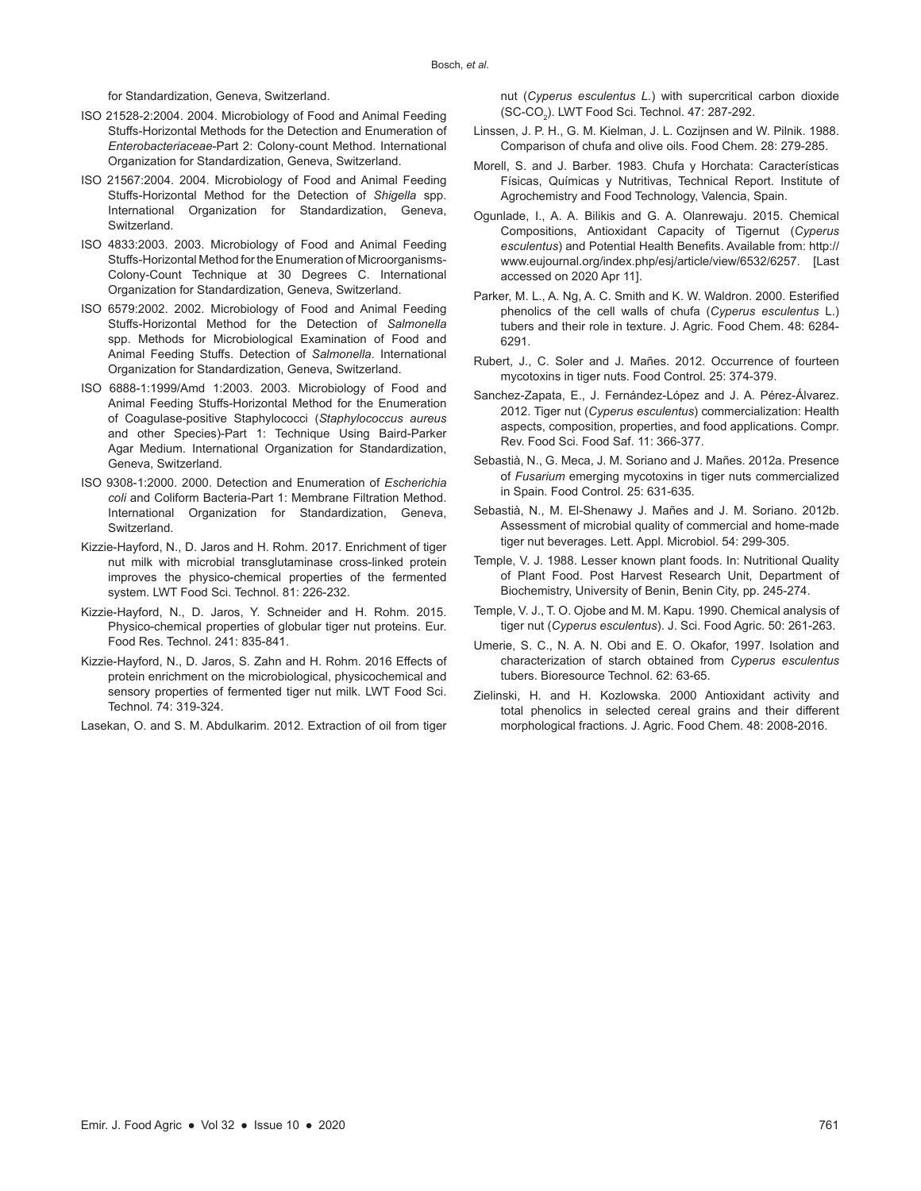for Standardization, Geneva, Switzerland.

ISO 21528-2:2004. 2004. Microbiology of Food and Animal Feeding Stuffs-Horizontal Methods for the Detection and Enumeration of *Enterobacteriaceae*-Part 2: Colony-count Method. International Organization for Standardization, Geneva, Switzerland.

ISO 21567:2004. 2004. Microbiology of Food and Animal Feeding Stuffs-Horizontal Method for the Detection of *Shigella* spp. International Organization for Standardization, Geneva, Switzerland.

ISO 4833:2003. 2003. Microbiology of Food and Animal Feeding Stuffs-Horizontal Method for the Enumeration of Microorganisms-Colony-Count Technique at 30 Degrees C. International Organization for Standardization, Geneva, Switzerland.

ISO 6579:2002. 2002. Microbiology of Food and Animal Feeding Stuffs-Horizontal Method for the Detection of *Salmonella* spp. Methods for Microbiological Examination of Food and Animal Feeding Stuffs. Detection of *Salmonella*. International Organization for Standardization, Geneva, Switzerland.

ISO 6888-1:1999/Amd 1:2003. 2003. Microbiology of Food and Animal Feeding Stuffs-Horizontal Method for the Enumeration of Coagulase-positive Staphylococci (*Staphylococcus aureus* and other Species)-Part 1: Technique Using Baird-Parker Agar Medium. International Organization for Standardization, Geneva, Switzerland.

ISO 9308-1:2000. 2000. Detection and Enumeration of *Escherichia coli* and Coliform Bacteria-Part 1: Membrane Filtration Method. International Organization for Standardization, Geneva, Switzerland.

Kizzie-Hayford, N., D. Jaros and H. Rohm. 2017. Enrichment of tiger nut milk with microbial transglutaminase cross-linked protein improves the physico-chemical properties of the fermented system. LWT Food Sci. Technol. 81: 226-232.

Kizzie-Hayford, N., D. Jaros, Y. Schneider and H. Rohm. 2015. Physico-chemical properties of globular tiger nut proteins. Eur. Food Res. Technol. 241: 835-841.

Kizzie-Hayford, N., D. Jaros, S. Zahn and H. Rohm. 2016 Effects of protein enrichment on the microbiological, physicochemical and sensory properties of fermented tiger nut milk. LWT Food Sci. Technol. 74: 319-324.

Lasekan, O. and S. M. Abdulkarim. 2012. Extraction of oil from tiger nut (*Cyperus esculentus L.*) with supercritical carbon dioxide (SC-$CO_2$). LWT Food Sci. Technol. 47: 287-292.

Linssen, J. P. H., G. M. Kielman, J. L. Cozijnsen and W. Pilnik. 1988. Comparison of chufa and olive oils. Food Chem. 28: 279-285.

Morell, S. and J. Barber. 1983. Chufa y Horchata: Características Físicas, Químicas y Nutritivas, Technical Report. Institute of Agrochemistry and Food Technology, Valencia, Spain.

Ogunlade, I., A. A. Bilikis and G. A. Olanrewaju. 2015. Chemical Compositions, Antioxidant Capacity of Tigernut (*Cyperus esculentus*) and Potential Health Benefits. Available from: http://www.eujournal.org/index.php/esj/article/view/6532/6257. [Last accessed on 2020 Apr 11].

Parker, M. L., A. Ng, A. C. Smith and K. W. Waldron. 2000. Esterified phenolics of the cell walls of chufa (*Cyperus esculentus* L.) tubers and their role in texture. J. Agric. Food Chem. 48: 6284-6291.

Rubert, J., C. Soler and J. Mañes. 2012. Occurrence of fourteen mycotoxins in tiger nuts. Food Control. 25: 374-379.

Sanchez-Zapata, E., J. Fernández-López and J. A. Pérez-Álvarez. 2012. Tiger nut (*Cyperus esculentus*) commercialization: Health aspects, composition, properties, and food applications. Compr. Rev. Food Sci. Food Saf. 11: 366-377.

Sebastià, N., G. Meca, J. M. Soriano and J. Mañes. 2012a. Presence of *Fusarium* emerging mycotoxins in tiger nuts commercialized in Spain. Food Control. 25: 631-635.

Sebastià, N., M. El-Shenawy J. Mañes and J. M. Soriano. 2012b. Assessment of microbial quality of commercial and home-made tiger nut beverages. Lett. Appl. Microbiol. 54: 299-305.

Temple, V. J. 1988. Lesser known plant foods. In: Nutritional Quality of Plant Food. Post Harvest Research Unit, Department of Biochemistry, University of Benin, Benin City, pp. 245-274.

Temple, V. J., T. O. Ojobe and M. M. Kapu. 1990. Chemical analysis of tiger nut (*Cyperus esculentus*). J. Sci. Food Agric. 50: 261-263.

Umerie, S. C., N. A. N. Obi and E. O. Okafor, 1997. Isolation and characterization of starch obtained from *Cyperus esculentus* tubers. Bioresource Technol. 62: 63-65.

Zielinski, H. and H. Kozlowska. 2000 Antioxidant activity and total phenolics in selected cereal grains and their different morphological fractions. J. Agric. Food Chem. 48: 2008-2016.